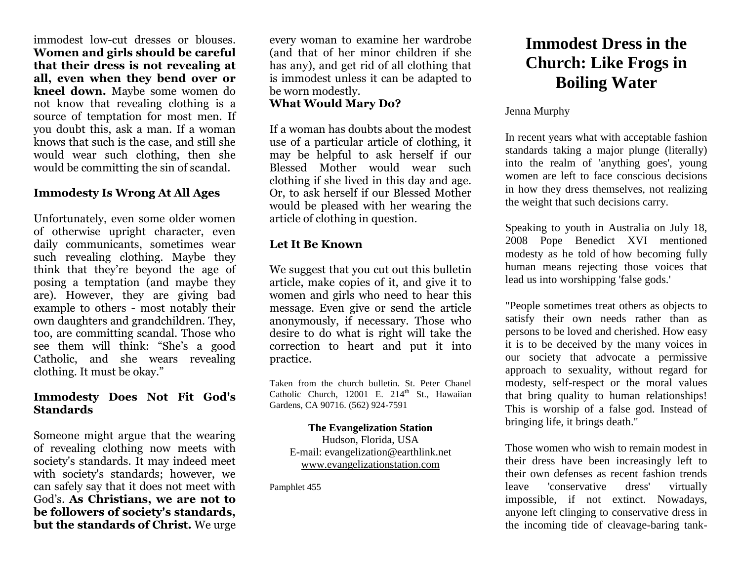immodest low-cut dresses or blouses. **Women and girls should be careful that their dress is not revealing at all, even when they bend over or kneel down.** Maybe some women do not know that revealing clothing is a source of temptation for most men. If you doubt this, ask a man. If a woman knows that such is the case, and still she would wear such clothing, then she would be committing the sin of scandal.

### Immodesty Is Wrong At All Ages

Unfortunately, even some older women of otherwise upright character, even daily communicants, sometimes wear such revealing clothing. Maybe they think that they're beyond the age of posing a temptation (and maybe they are). However, they are giving bad example to others - most notably their own daughters and grandchildren. They, too, are committing scandal. Those who see them will think: "She's a good Catholic, and she wears revealing clothing. It must be okay."

### Immodesty Does Not Fit God's Standards

Someone might argue that the wearing of revealing clothing now meets with society's standards. It may indeed meet with society's standards; however, we can safely say that it does not meet with God's. **As Christians, we are not to be followers of society's standards, but the standards of Christ.** We urge every woman to examine her wardrobe (and that of her minor children if she has any), and get rid of all clothing that is immodest unless it can be adapted to be worn modestly.

### What Would Mary Do?

If a woman has doubts about the modest use of a particular article of clothing, it may be helpful to ask herself if our Blessed Mother would wear such clothing if she lived in this day and age. Or, to ask herself if our Blessed Mother would be pleased with her wearing the article of clothing in question.

### Let It Be Known

We suggest that you cut out this bulletin article, make copies of it, and give it to women and girls who need to hear this message. Even give or send the article anonymously, if necessary. Those who desire to do what is right will take the correction to heart and put it into practice.

Taken from the church bulletin. St. Peter Chanel Catholic Church, 12001 E. 214th St., Hawaiian Gardens, CA 90716. (562) 924-7591

**The Evangelization Station**
Hudson, Florida, USA
E-mail: evangelization@earthlink.net
www.evangelizationstation.com

Pamphlet 455

# Immodest Dress in the Church: Like Frogs in Boiling Water

Jenna Murphy

In recent years what with acceptable fashion standards taking a major plunge (literally) into the realm of 'anything goes', young women are left to face conscious decisions in how they dress themselves, not realizing the weight that such decisions carry.

Speaking to youth in Australia on July 18, 2008 Pope Benedict XVI mentioned modesty as he told of how becoming fully human means rejecting those voices that lead us into worshipping 'false gods.'

"People sometimes treat others as objects to satisfy their own needs rather than as persons to be loved and cherished. How easy it is to be deceived by the many voices in our society that advocate a permissive approach to sexuality, without regard for modesty, self-respect or the moral values that bring quality to human relationships! This is worship of a false god. Instead of bringing life, it brings death."

Those women who wish to remain modest in their dress have been increasingly left to their own defenses as recent fashion trends leave 'conservative dress' virtually impossible, if not extinct. Nowadays, anyone left clinging to conservative dress in the incoming tide of cleavage-baring tank-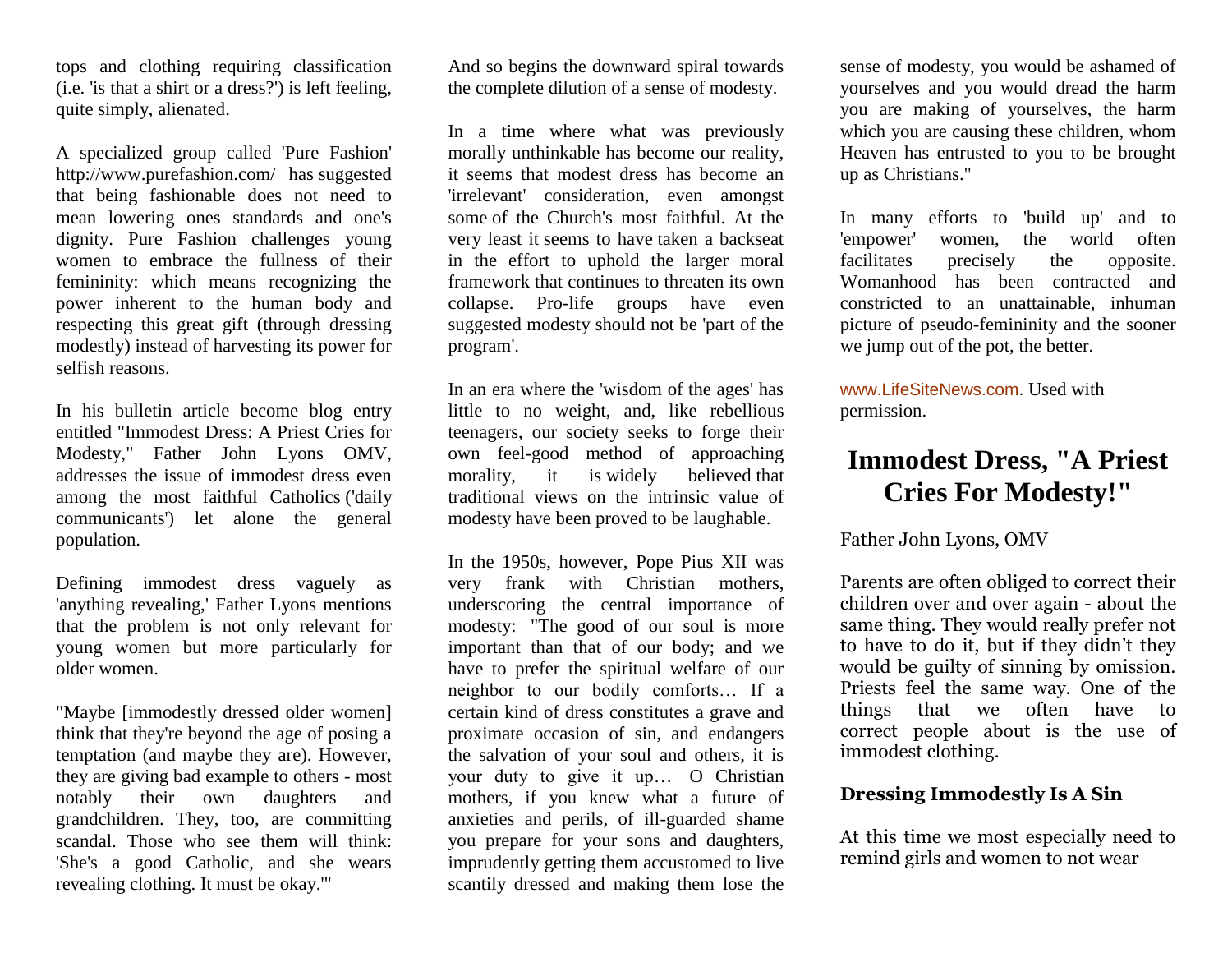tops and clothing requiring classification (i.e. 'is that a shirt or a dress?') is left feeling, quite simply, alienated.

A specialized group called 'Pure Fashion' http://www.purefashion.com/ has suggested that being fashionable does not need to mean lowering ones standards and one's dignity. Pure Fashion challenges young women to embrace the fullness of their femininity: which means recognizing the power inherent to the human body and respecting this great gift (through dressing modestly) instead of harvesting its power for selfish reasons.

In his bulletin article become blog entry entitled "Immodest Dress: A Priest Cries for Modesty," Father John Lyons OMV, addresses the issue of immodest dress even among the most faithful Catholics ('daily communicants') let alone the general population.

Defining immodest dress vaguely as 'anything revealing,' Father Lyons mentions that the problem is not only relevant for young women but more particularly for older women.

"Maybe [immodestly dressed older women] think that they're beyond the age of posing a temptation (and maybe they are). However, they are giving bad example to others - most notably their own daughters and grandchildren. They, too, are committing scandal. Those who see them will think: 'She's a good Catholic, and she wears revealing clothing. It must be okay.'"

And so begins the downward spiral towards the complete dilution of a sense of modesty.

In a time where what was previously morally unthinkable has become our reality, it seems that modest dress has become an 'irrelevant' consideration, even amongst some of the Church's most faithful. At the very least it seems to have taken a backseat in the effort to uphold the larger moral framework that continues to threaten its own collapse. Pro-life groups have even suggested modesty should not be 'part of the program'.

In an era where the 'wisdom of the ages' has little to no weight, and, like rebellious teenagers, our society seeks to forge their own feel-good method of approaching morality, it is widely believed that traditional views on the intrinsic value of modesty have been proved to be laughable.

In the 1950s, however, Pope Pius XII was very frank with Christian mothers, underscoring the central importance of modesty: "The good of our soul is more important than that of our body; and we have to prefer the spiritual welfare of our neighbor to our bodily comforts… If a certain kind of dress constitutes a grave and proximate occasion of sin, and endangers the salvation of your soul and others, it is your duty to give it up… O Christian mothers, if you knew what a future of anxieties and perils, of ill-guarded shame you prepare for your sons and daughters, imprudently getting them accustomed to live scantily dressed and making them lose the sense of modesty, you would be ashamed of yourselves and you would dread the harm you are making of yourselves, the harm which you are causing these children, whom Heaven has entrusted to you to be brought up as Christians."

In many efforts to 'build up' and to 'empower' women, the world often facilitates precisely the opposite. Womanhood has been contracted and constricted to an unattainable, inhuman picture of pseudo-femininity and the sooner we jump out of the pot, the better.

www.LifeSiteNews.com. Used with permission.

# Immodest Dress, "A Priest Cries For Modesty!"

Father John Lyons, OMV

Parents are often obliged to correct their children over and over again - about the same thing. They would really prefer not to have to do it, but if they didn't they would be guilty of sinning by omission. Priests feel the same way. One of the things that we often have to correct people about is the use of immodest clothing.

### Dressing Immodestly Is A Sin

At this time we most especially need to remind girls and women to not wear